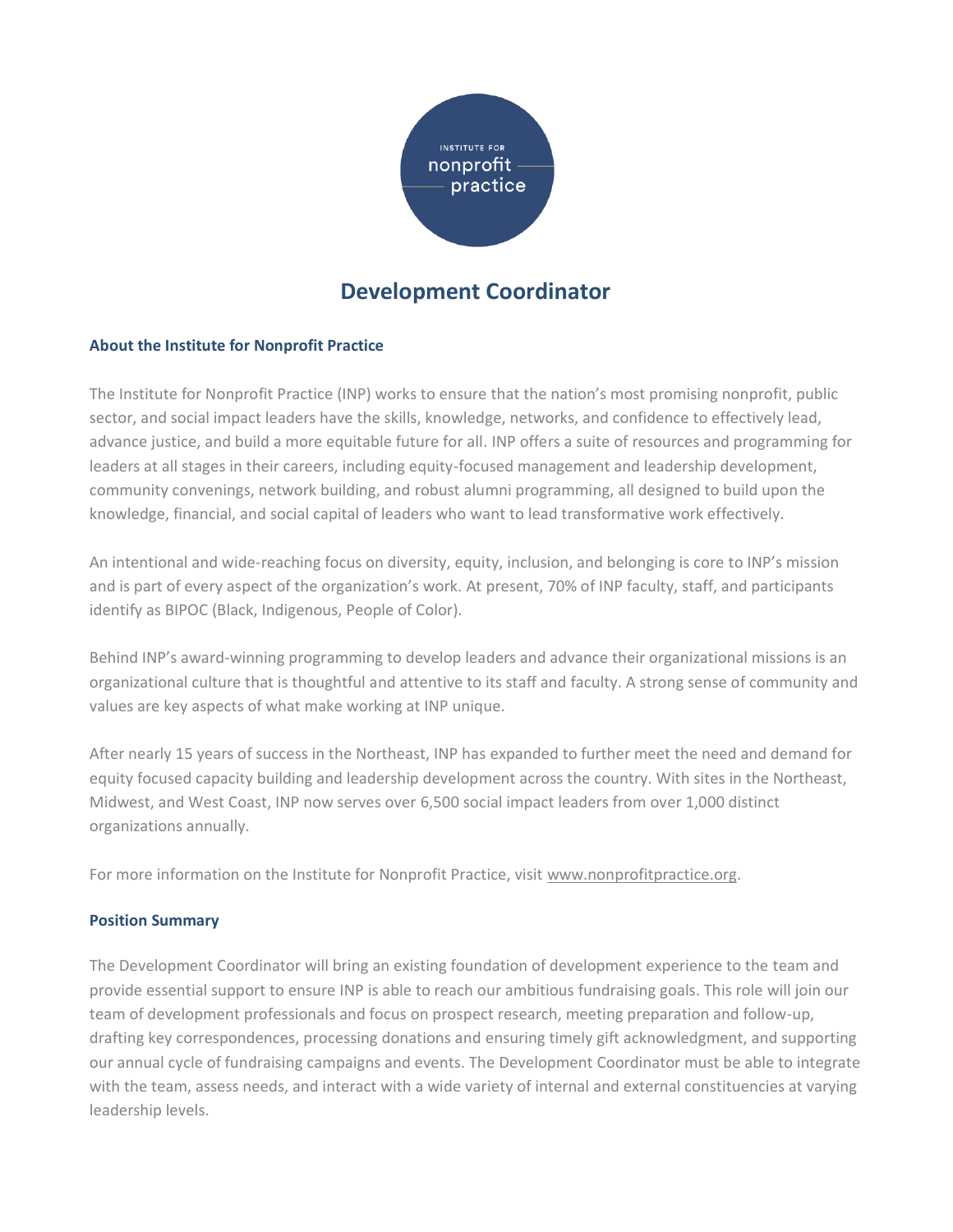# Development Coordinator

## About the Institute for Nonprofit Practice

The Institute for Nonprofit Practice (INP) works to ensure that the nation's most promising nonprofit, public sector, and social impact leaders have the skills, knowledge, networks, and confidence to effectively lead, advance justice, and build a more equitable future for all. INP offers a suite of resources and programming for leaders at all stages in their careers, including equity-focused management and leadership development, community convenings, network building, and robust alumni programming, all designed to build upon the knowledge, financial, and social capital of leaders who want to lead transformative work effectively.

An intentional and wide-reaching focus on diversity, equity, inclusion, and belonging is core to INP's mission and is part of every aspect of the organization's work. At present, 70% of INP faculty, staff, and participants identify as BIPOC (Black, Indigenous, People of Color).

Behind INP's award-winning programming to develop leaders and advance their organizational missions is an organizational culture that is thoughtful and attentive to its staff and faculty. A strong sense of community and values are key aspects of what make working at INP unique.

After nearly 15 years of success in the Northeast, INP has expanded to further meet the need and demand for equity focused capacity building and leadership development across the country. With sites in the Northeast, Midwest, and West Coast, INP now serves over 6,500 social impact leaders from over 1,000 distinct organizations annually.

For more information on the Institute for Nonprofit Practice, visit www.nonprofitpractice.org.

## Position Summary

The Development Coordinator will bring an existing foundation of development experience to the team and provide essential support to ensure INP is able to reach our ambitious fundraising goals. This role will join our team of development professionals and focus on prospect research, meeting preparation and follow-up, drafting key correspondences, processing donations and ensuring timely gift acknowledgment, and supporting our annual cycle of fundraising campaigns and events. The Development Coordinator must be able to integrate with the team, assess needs, and interact with a wide variety of internal and external constituencies at varying leadership levels.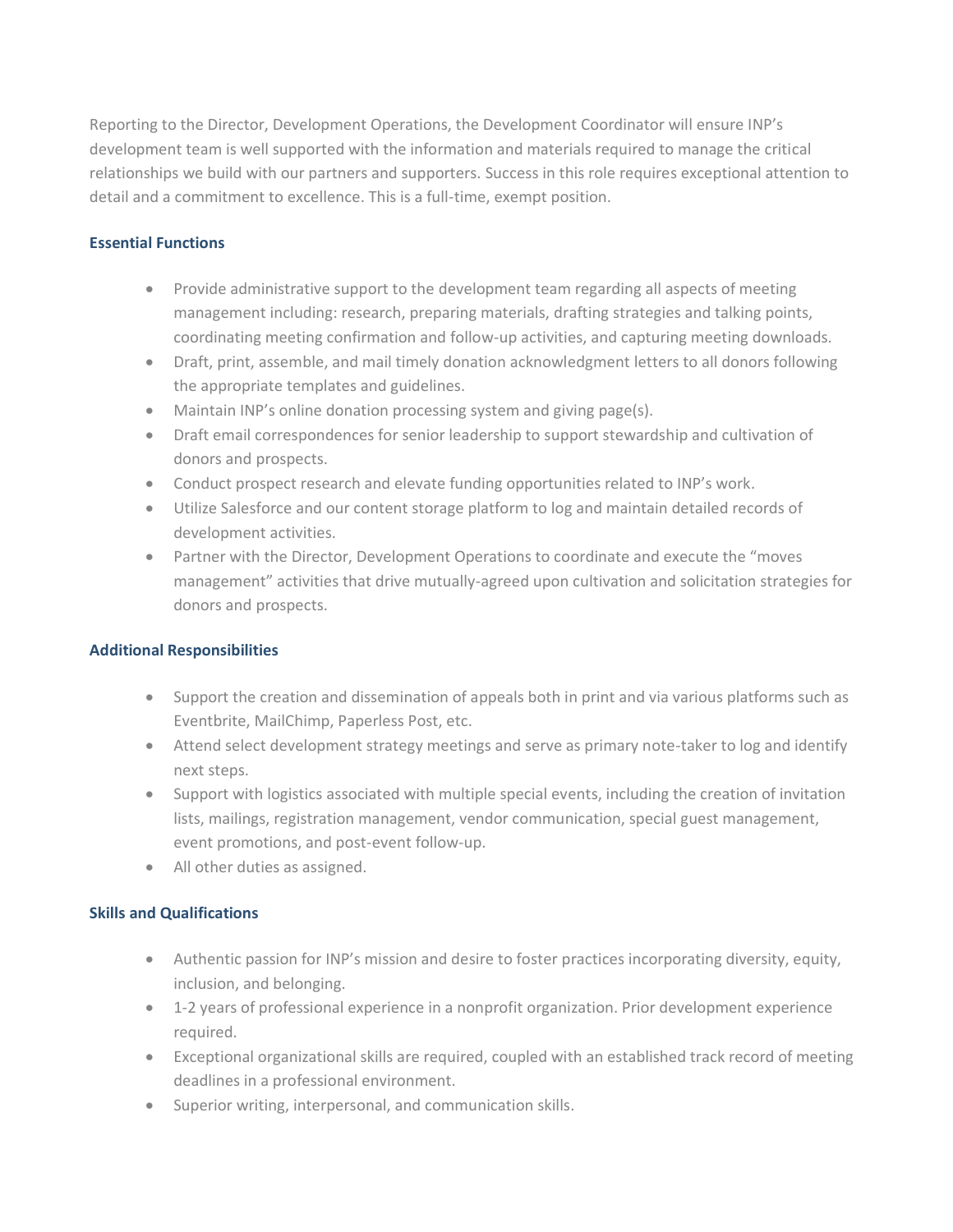Reporting to the Director, Development Operations, the Development Coordinator will ensure INP's development team is well supported with the information and materials required to manage the critical relationships we build with our partners and supporters. Success in this role requires exceptional attention to detail and a commitment to excellence. This is a full-time, exempt position.

### Essential Functions

- Provide administrative support to the development team regarding all aspects of meeting management including: research, preparing materials, drafting strategies and talking points, coordinating meeting confirmation and follow-up activities, and capturing meeting downloads.
- Draft, print, assemble, and mail timely donation acknowledgment letters to all donors following the appropriate templates and guidelines.
- Maintain INP's online donation processing system and giving page(s).
- Draft email correspondences for senior leadership to support stewardship and cultivation of donors and prospects.
- Conduct prospect research and elevate funding opportunities related to INP's work.
- Utilize Salesforce and our content storage platform to log and maintain detailed records of development activities.
- Partner with the Director, Development Operations to coordinate and execute the "moves management" activities that drive mutually-agreed upon cultivation and solicitation strategies for donors and prospects.

### Additional Responsibilities

- Support the creation and dissemination of appeals both in print and via various platforms such as Eventbrite, MailChimp, Paperless Post, etc.
- Attend select development strategy meetings and serve as primary note-taker to log and identify next steps.
- Support with logistics associated with multiple special events, including the creation of invitation lists, mailings, registration management, vendor communication, special guest management, event promotions, and post-event follow-up.
- All other duties as assigned.

### Skills and Qualifications

- Authentic passion for INP's mission and desire to foster practices incorporating diversity, equity, inclusion, and belonging.
- 1-2 years of professional experience in a nonprofit organization. Prior development experience required.
- Exceptional organizational skills are required, coupled with an established track record of meeting deadlines in a professional environment.
- Superior writing, interpersonal, and communication skills.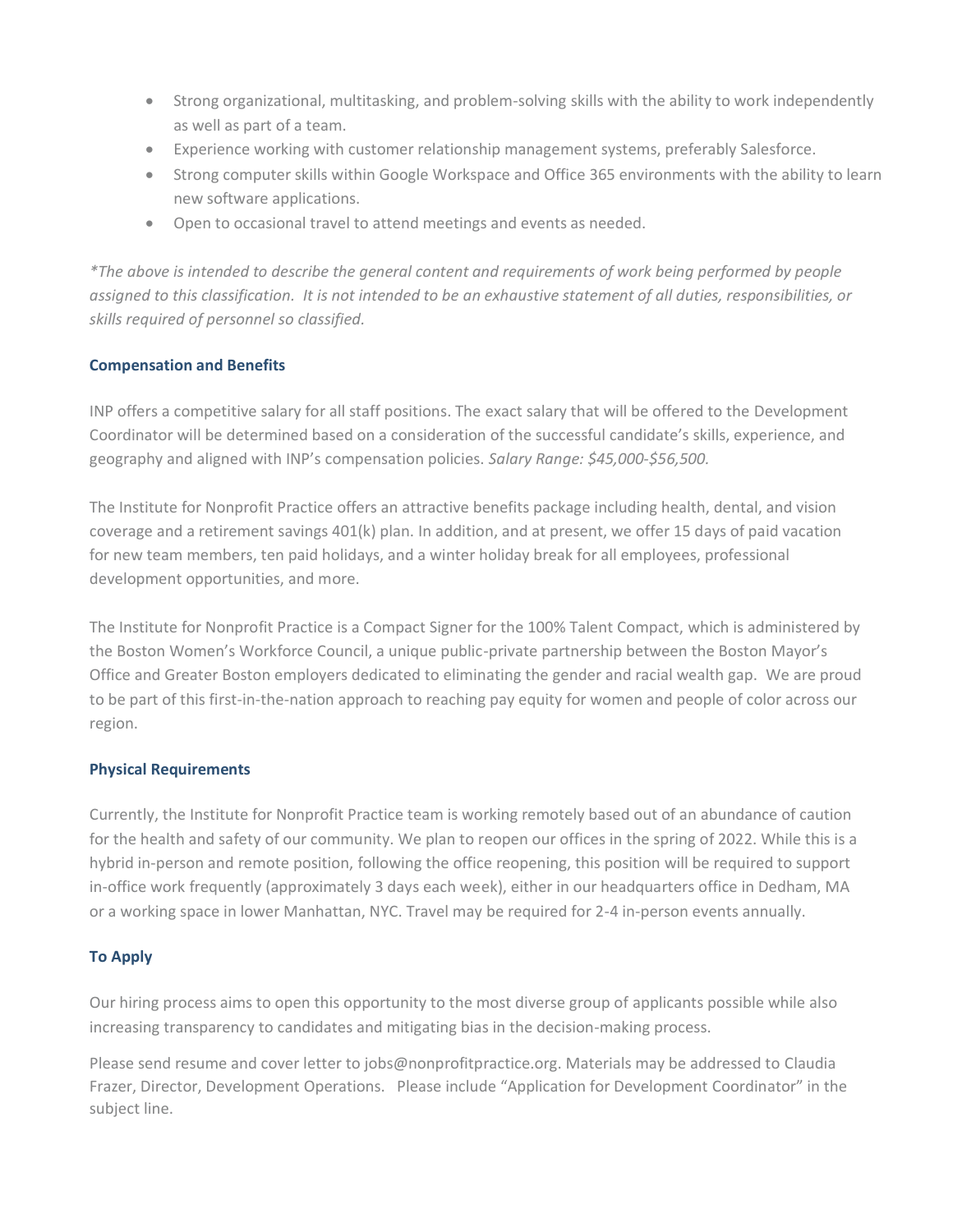- Strong organizational, multitasking, and problem-solving skills with the ability to work independently as well as part of a team.
- Experience working with customer relationship management systems, preferably Salesforce.
- Strong computer skills within Google Workspace and Office 365 environments with the ability to learn new software applications.
- Open to occasional travel to attend meetings and events as needed.

*\*The above is intended to describe the general content and requirements of work being performed by people assigned to this classification. It is not intended to be an exhaustive statement of all duties, responsibilities, or skills required of personnel so classified.*

### Compensation and Benefits

INP offers a competitive salary for all staff positions. The exact salary that will be offered to the Development Coordinator will be determined based on a consideration of the successful candidate's skills, experience, and geography and aligned with INP's compensation policies. *Salary Range: $45,000-$56,500.*

The Institute for Nonprofit Practice offers an attractive benefits package including health, dental, and vision coverage and a retirement savings 401(k) plan. In addition, and at present, we offer 15 days of paid vacation for new team members, ten paid holidays, and a winter holiday break for all employees, professional development opportunities, and more.

The Institute for Nonprofit Practice is a Compact Signer for the 100% Talent Compact, which is administered by the Boston Women's Workforce Council, a unique public-private partnership between the Boston Mayor's Office and Greater Boston employers dedicated to eliminating the gender and racial wealth gap. We are proud to be part of this first-in-the-nation approach to reaching pay equity for women and people of color across our region.

### Physical Requirements

Currently, the Institute for Nonprofit Practice team is working remotely based out of an abundance of caution for the health and safety of our community. We plan to reopen our offices in the spring of 2022. While this is a hybrid in-person and remote position, following the office reopening, this position will be required to support in-office work frequently (approximately 3 days each week), either in our headquarters office in Dedham, MA or a working space in lower Manhattan, NYC. Travel may be required for 2-4 in-person events annually.

### To Apply

Our hiring process aims to open this opportunity to the most diverse group of applicants possible while also increasing transparency to candidates and mitigating bias in the decision-making process.

Please send resume and cover letter to jobs@nonprofitpractice.org. Materials may be addressed to Claudia Frazer, Director, Development Operations. Please include "Application for Development Coordinator" in the subject line.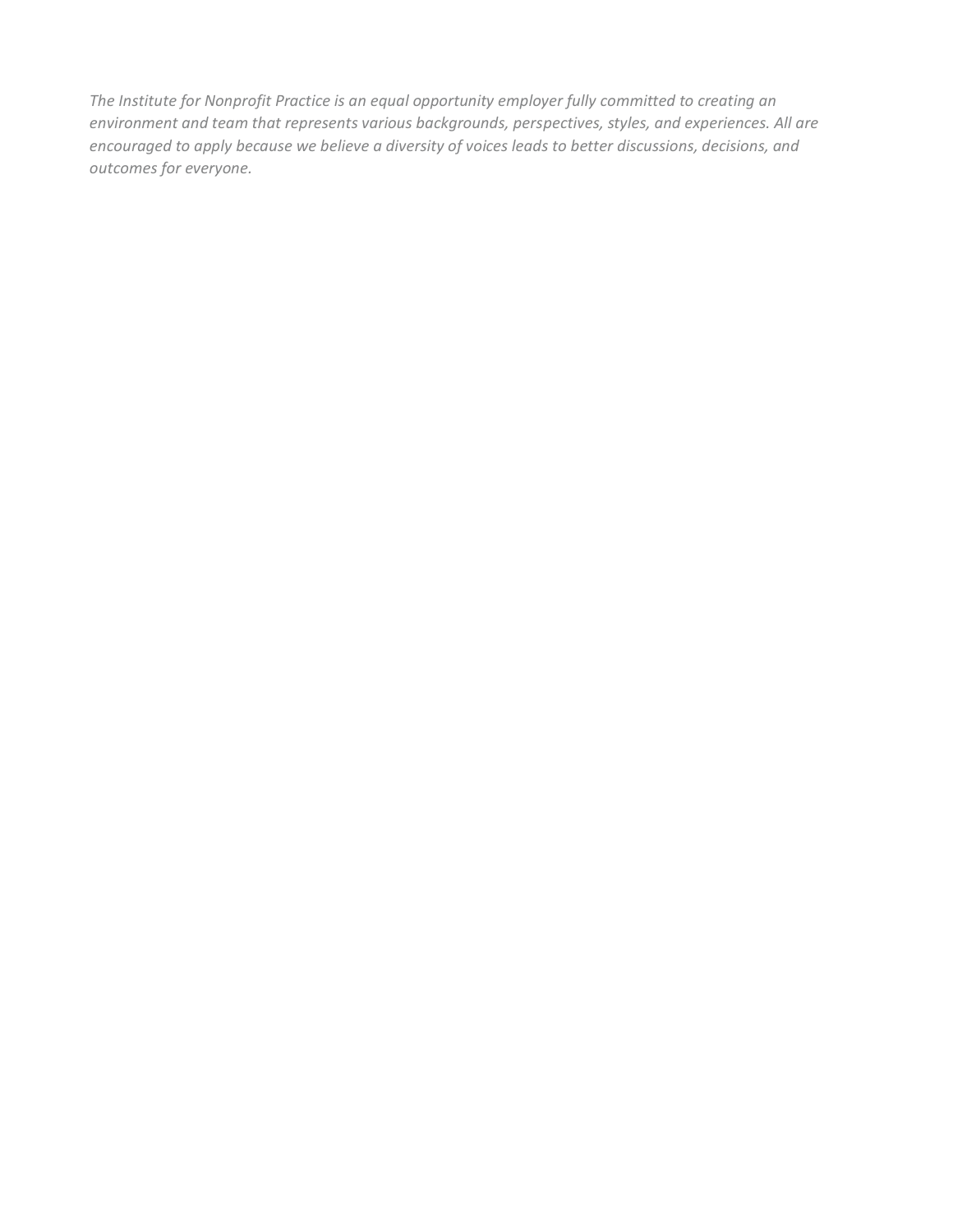*The Institute for Nonprofit Practice is an equal opportunity employer fully committed to creating an environment and team that represents various backgrounds, perspectives, styles, and experiences. All are encouraged to apply because we believe a diversity of voices leads to better discussions, decisions, and outcomes for everyone.*